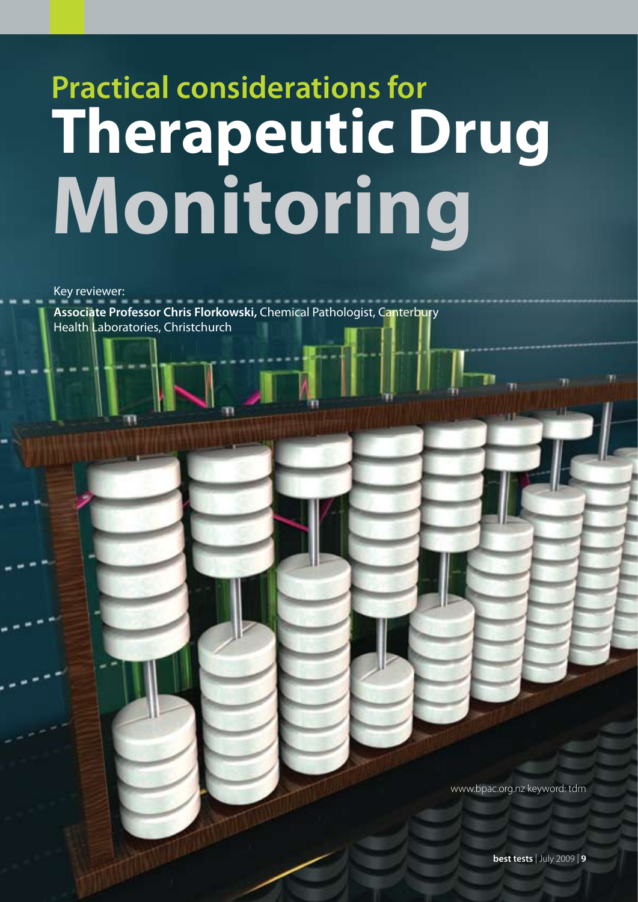# Practical considerations for Therapeutic Drug Monitoring

Key reviewer:

**Associate Professor Chris Florkowski,** Chemical Pathologist, Canterbury Health Laboratories, Christchurch

www.bpac.org.nz keyword: tdm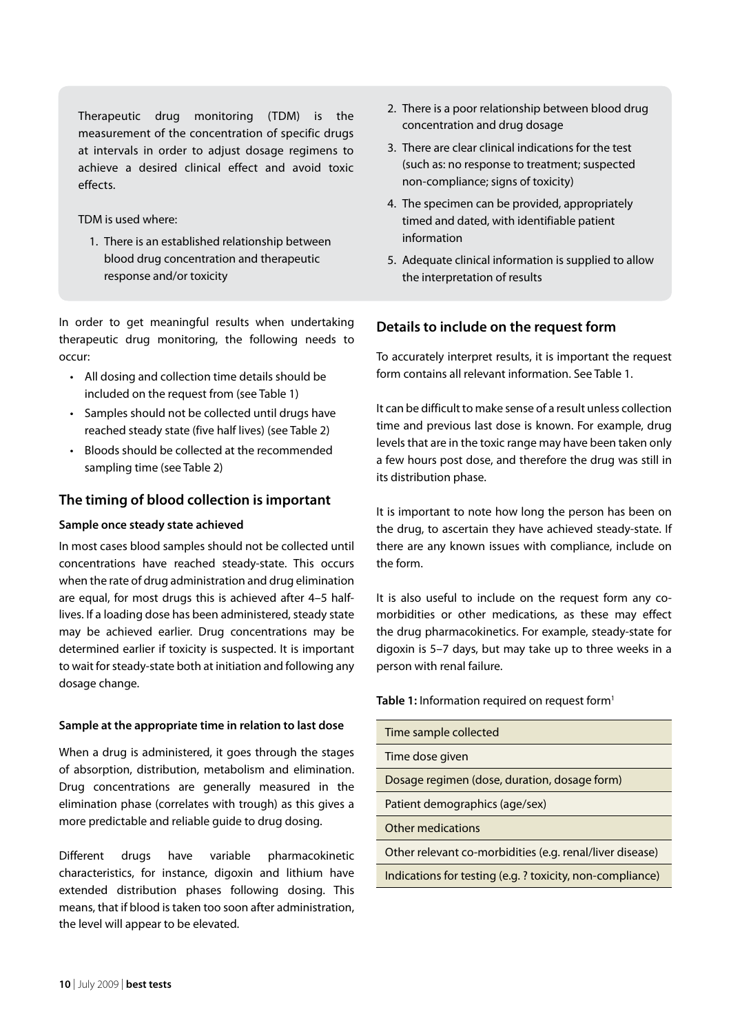Therapeutic drug monitoring (TDM) is the measurement of the concentration of specific drugs at intervals in order to adjust dosage regimens to achieve a desired clinical effect and avoid toxic effects.

TDM is used where:

1. There is an established relationship between blood drug concentration and therapeutic response and/or toxicity
2. There is a poor relationship between blood drug concentration and drug dosage
3. There are clear clinical indications for the test (such as: no response to treatment; suspected non-compliance; signs of toxicity)
4. The specimen can be provided, appropriately timed and dated, with identifiable patient information
5. Adequate clinical information is supplied to allow the interpretation of results

In order to get meaningful results when undertaking therapeutic drug monitoring, the following needs to occur:

- All dosing and collection time details should be included on the request from (see Table 1)
- Samples should not be collected until drugs have reached steady state (five half lives) (see Table 2)
- Bloods should be collected at the recommended sampling time (see Table 2)

## The timing of blood collection is important

**Sample once steady state achieved**

In most cases blood samples should not be collected until concentrations have reached steady-state. This occurs when the rate of drug administration and drug elimination are equal, for most drugs this is achieved after 4–5 half-lives. If a loading dose has been administered, steady state may be achieved earlier. Drug concentrations may be determined earlier if toxicity is suspected. It is important to wait for steady-state both at initiation and following any dosage change.

**Sample at the appropriate time in relation to last dose**

When a drug is administered, it goes through the stages of absorption, distribution, metabolism and elimination. Drug concentrations are generally measured in the elimination phase (correlates with trough) as this gives a more predictable and reliable guide to drug dosing.

Different drugs have variable pharmacokinetic characteristics, for instance, digoxin and lithium have extended distribution phases following dosing. This means, that if blood is taken too soon after administration, the level will appear to be elevated.

## Details to include on the request form

To accurately interpret results, it is important the request form contains all relevant information. See Table 1.

It can be difficult to make sense of a result unless collection time and previous last dose is known. For example, drug levels that are in the toxic range may have been taken only a few hours post dose, and therefore the drug was still in its distribution phase.

It is important to note how long the person has been on the drug, to ascertain they have achieved steady-state. If there are any known issues with compliance, include on the form.

It is also useful to include on the request form any co-morbidities or other medications, as these may effect the drug pharmacokinetics. For example, steady-state for digoxin is 5–7 days, but may take up to three weeks in a person with renal failure.

**Table 1:** Information required on request form[1]

| Information |
|---|
| Time sample collected |
| Time dose given |
| Dosage regimen (dose, duration, dosage form) |
| Patient demographics (age/sex) |
| Other medications |
| Other relevant co-morbidities (e.g. renal/liver disease) |
| Indications for testing (e.g. ? toxicity, non-compliance) |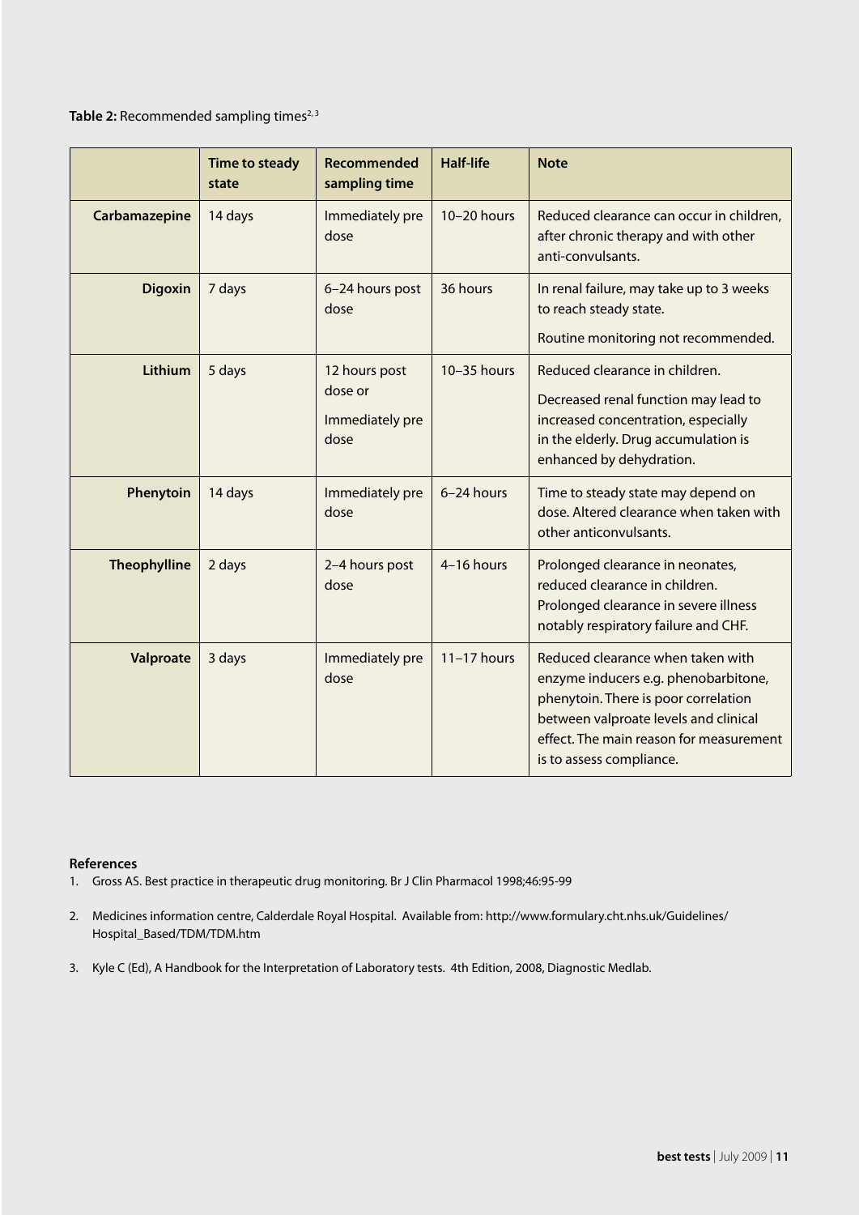**Table 2:** Recommended sampling times[2,3]

| | Time to steady state | Recommended sampling time | Half-life | Note |
|---|---|---|---|---|
| **Carbamazepine** | 14 days | Immediately pre dose | 10–20 hours | Reduced clearance can occur in children, after chronic therapy and with other anti-convulsants. |
| **Digoxin** | 7 days | 6–24 hours post dose | 36 hours | In renal failure, may take up to 3 weeks to reach steady state. Routine monitoring not recommended. |
| **Lithium** | 5 days | 12 hours post dose or Immediately pre dose | 10–35 hours | Reduced clearance in children. Decreased renal function may lead to increased concentration, especially in the elderly. Drug accumulation is enhanced by dehydration. |
| **Phenytoin** | 14 days | Immediately pre dose | 6–24 hours | Time to steady state may depend on dose. Altered clearance when taken with other anticonvulsants. |
| **Theophylline** | 2 days | 2–4 hours post dose | 4–16 hours | Prolonged clearance in neonates, reduced clearance in children. Prolonged clearance in severe illness notably respiratory failure and CHF. |
| **Valproate** | 3 days | Immediately pre dose | 11–17 hours | Reduced clearance when taken with enzyme inducers e.g. phenobarbitone, phenytoin. There is poor correlation between valproate levels and clinical effect. The main reason for measurement is to assess compliance. |

**References**

1. Gross AS. Best practice in therapeutic drug monitoring. Br J Clin Pharmacol 1998;46:95-99
2. Medicines information centre, Calderdale Royal Hospital. Available from: http://www.formulary.cht.nhs.uk/Guidelines/Hospital_Based/TDM/TDM.htm
3. Kyle C (Ed), A Handbook for the Interpretation of Laboratory tests. 4th Edition, 2008, Diagnostic Medlab.